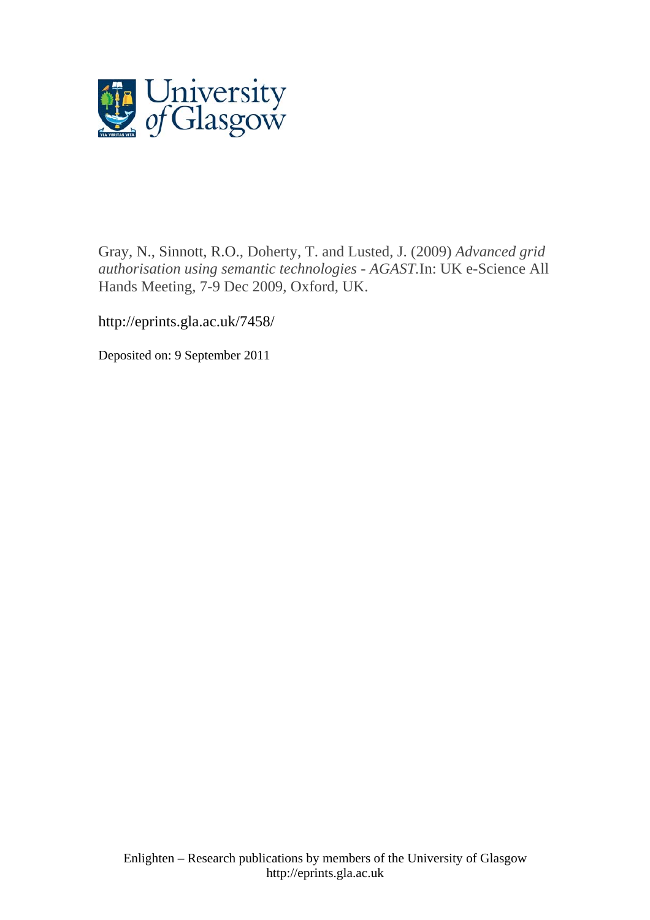University of Glasgow

Gray, N., Sinnott, R.O., Doherty, T. and Lusted, J. (2009) *Advanced grid authorisation using semantic technologies - AGAST.*In: UK e-Science All Hands Meeting, 7-9 Dec 2009, Oxford, UK.

http://eprints.gla.ac.uk/7458/

Deposited on: 9 September 2011

Enlighten – Research publications by members of the University of Glasgow
http://eprints.gla.ac.uk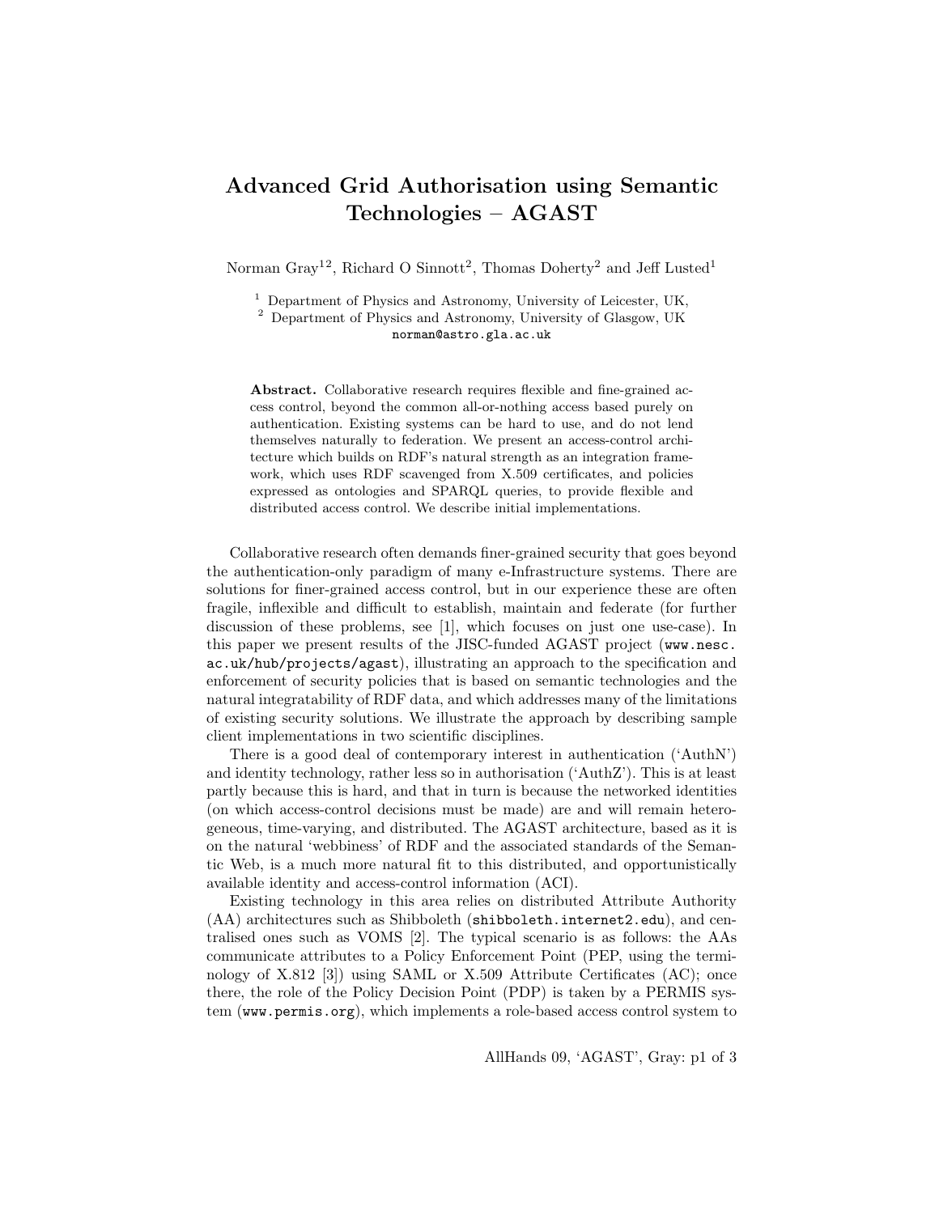# Advanced Grid Authorisation using Semantic Technologies – AGAST

Norman Gray[1 2], Richard O Sinnott[2], Thomas Doherty[2] and Jeff Lusted[1]

[1] Department of Physics and Astronomy, University of Leicester, UK,
[2] Department of Physics and Astronomy, University of Glasgow, UK
norman@astro.gla.ac.uk

**Abstract.** Collaborative research requires flexible and fine-grained access control, beyond the common all-or-nothing access based purely on authentication. Existing systems can be hard to use, and do not lend themselves naturally to federation. We present an access-control architecture which builds on RDF's natural strength as an integration framework, which uses RDF scavenged from X.509 certificates, and policies expressed as ontologies and SPARQL queries, to provide flexible and distributed access control. We describe initial implementations.

Collaborative research often demands finer-grained security that goes beyond the authentication-only paradigm of many e-Infrastructure systems. There are solutions for finer-grained access control, but in our experience these are often fragile, inflexible and difficult to establish, maintain and federate (for further discussion of these problems, see [1], which focuses on just one use-case). In this paper we present results of the JISC-funded AGAST project (`www.nesc.ac.uk/hub/projects/agast`), illustrating an approach to the specification and enforcement of security policies that is based on semantic technologies and the natural integratability of RDF data, and which addresses many of the limitations of existing security solutions. We illustrate the approach by describing sample client implementations in two scientific disciplines.

There is a good deal of contemporary interest in authentication ('AuthN') and identity technology, rather less so in authorisation ('AuthZ'). This is at least partly because this is hard, and that in turn is because the networked identities (on which access-control decisions must be made) are and will remain heterogeneous, time-varying, and distributed. The AGAST architecture, based as it is on the natural 'webbiness' of RDF and the associated standards of the Semantic Web, is a much more natural fit to this distributed, and opportunistically available identity and access-control information (ACI).

Existing technology in this area relies on distributed Attribute Authority (AA) architectures such as Shibboleth (`shibboleth.internet2.edu`), and centralised ones such as VOMS [2]. The typical scenario is as follows: the AAs communicate attributes to a Policy Enforcement Point (PEP, using the terminology of X.812 [3]) using SAML or X.509 Attribute Certificates (AC); once there, the role of the Policy Decision Point (PDP) is taken by a PERMIS system (`www.permis.org`), which implements a role-based access control system to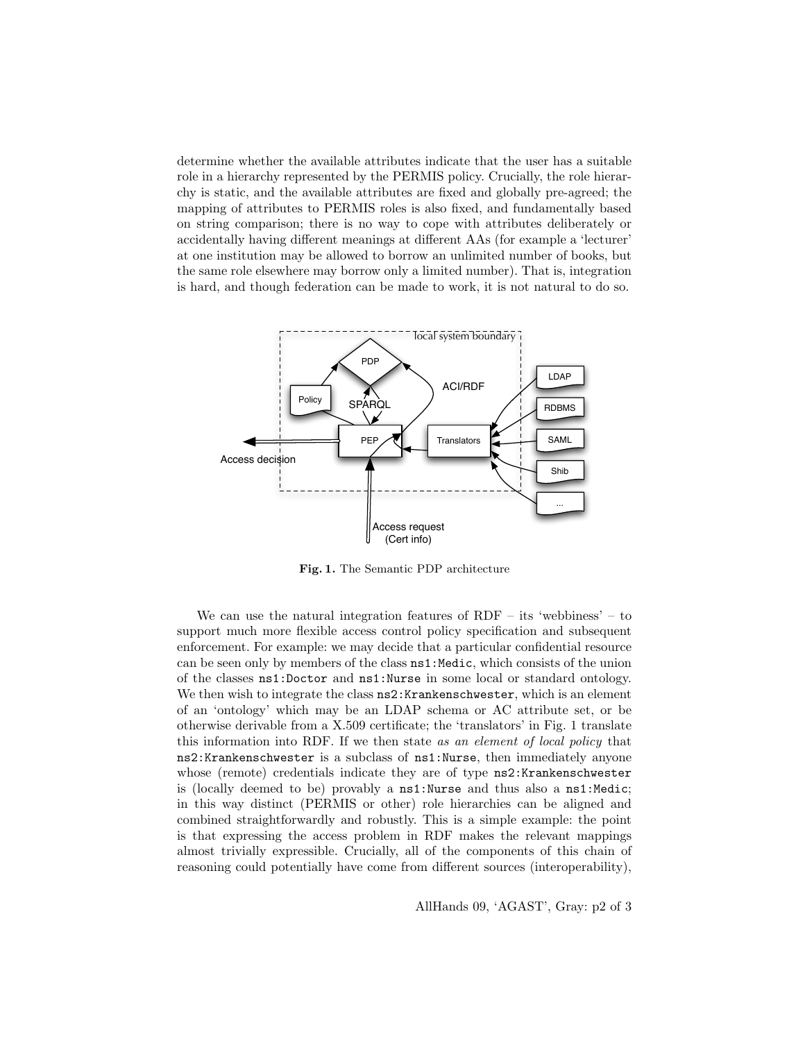determine whether the available attributes indicate that the user has a suitable role in a hierarchy represented by the PERMIS policy. Crucially, the role hierarchy is static, and the available attributes are fixed and globally pre-agreed; the mapping of attributes to PERMIS roles is also fixed, and fundamentally based on string comparison; there is no way to cope with attributes deliberately or accidentally having different meanings at different AAs (for example a 'lecturer' at one institution may be allowed to borrow an unlimited number of books, but the same role elsewhere may borrow only a limited number). That is, integration is hard, and though federation can be made to work, it is not natural to do so.

**Fig. 1.** The Semantic PDP architecture

We can use the natural integration features of RDF – its 'webbiness' – to support much more flexible access control policy specification and subsequent enforcement. For example: we may decide that a particular confidential resource can be seen only by members of the class `ns1:Medic`, which consists of the union of the classes `ns1:Doctor` and `ns1:Nurse` in some local or standard ontology. We then wish to integrate the class `ns2:Krankenschwester`, which is an element of an 'ontology' which may be an LDAP schema or AC attribute set, or be otherwise derivable from a X.509 certificate; the 'translators' in Fig. 1 translate this information into RDF. If we then state *as an element of local policy* that `ns2:Krankenschwester` is a subclass of `ns1:Nurse`, then immediately anyone whose (remote) credentials indicate they are of type `ns2:Krankenschwester` is (locally deemed to be) provably a `ns1:Nurse` and thus also a `ns1:Medic`; in this way distinct (PERMIS or other) role hierarchies can be aligned and combined straightforwardly and robustly. This is a simple example: the point is that expressing the access problem in RDF makes the relevant mappings almost trivially expressible. Crucially, all of the components of this chain of reasoning could potentially have come from different sources (interoperability),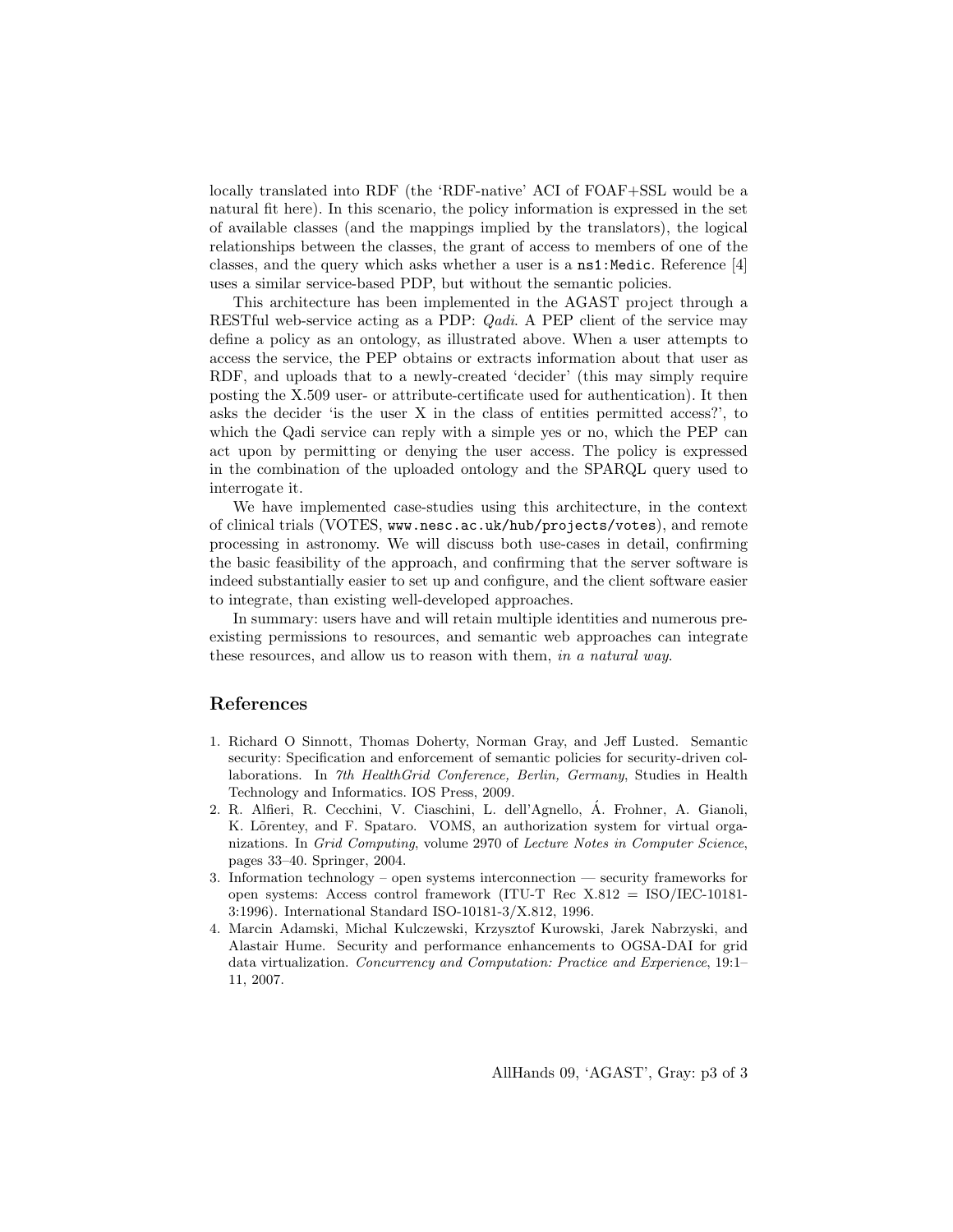locally translated into RDF (the 'RDF-native' ACI of FOAF+SSL would be a natural fit here). In this scenario, the policy information is expressed in the set of available classes (and the mappings implied by the translators), the logical relationships between the classes, the grant of access to members of one of the classes, and the query which asks whether a user is a `ns1:Medic`. Reference [4] uses a similar service-based PDP, but without the semantic policies.

This architecture has been implemented in the AGAST project through a RESTful web-service acting as a PDP: *Qadi*. A PEP client of the service may define a policy as an ontology, as illustrated above. When a user attempts to access the service, the PEP obtains or extracts information about that user as RDF, and uploads that to a newly-created 'decider' (this may simply require posting the X.509 user- or attribute-certificate used for authentication). It then asks the decider 'is the user X in the class of entities permitted access?', to which the Qadi service can reply with a simple yes or no, which the PEP can act upon by permitting or denying the user access. The policy is expressed in the combination of the uploaded ontology and the SPARQL query used to interrogate it.

We have implemented case-studies using this architecture, in the context of clinical trials (VOTES, `www.nesc.ac.uk/hub/projects/votes`), and remote processing in astronomy. We will discuss both use-cases in detail, confirming the basic feasibility of the approach, and confirming that the server software is indeed substantially easier to set up and configure, and the client software easier to integrate, than existing well-developed approaches.

In summary: users have and will retain multiple identities and numerous pre-existing permissions to resources, and semantic web approaches can integrate these resources, and allow us to reason with them, *in a natural way*.

## References

1. Richard O Sinnott, Thomas Doherty, Norman Gray, and Jeff Lusted. Semantic security: Specification and enforcement of semantic policies for security-driven collaborations. In *7th HealthGrid Conference, Berlin, Germany*, Studies in Health Technology and Informatics. IOS Press, 2009.
2. R. Alfieri, R. Cecchini, V. Ciaschini, L. dell'Agnello, Á. Frohner, A. Gianoli, K. Lōrentey, and F. Spataro. VOMS, an authorization system for virtual organizations. In *Grid Computing*, volume 2970 of *Lecture Notes in Computer Science*, pages 33–40. Springer, 2004.
3. Information technology – open systems interconnection — security frameworks for open systems: Access control framework (ITU-T Rec X.812 = ISO/IEC-10181-3:1996). International Standard ISO-10181-3/X.812, 1996.
4. Marcin Adamski, Michal Kulczewski, Krzysztof Kurowski, Jarek Nabrzyski, and Alastair Hume. Security and performance enhancements to OGSA-DAI for grid data virtualization. *Concurrency and Computation: Practice and Experience*, 19:1–11, 2007.